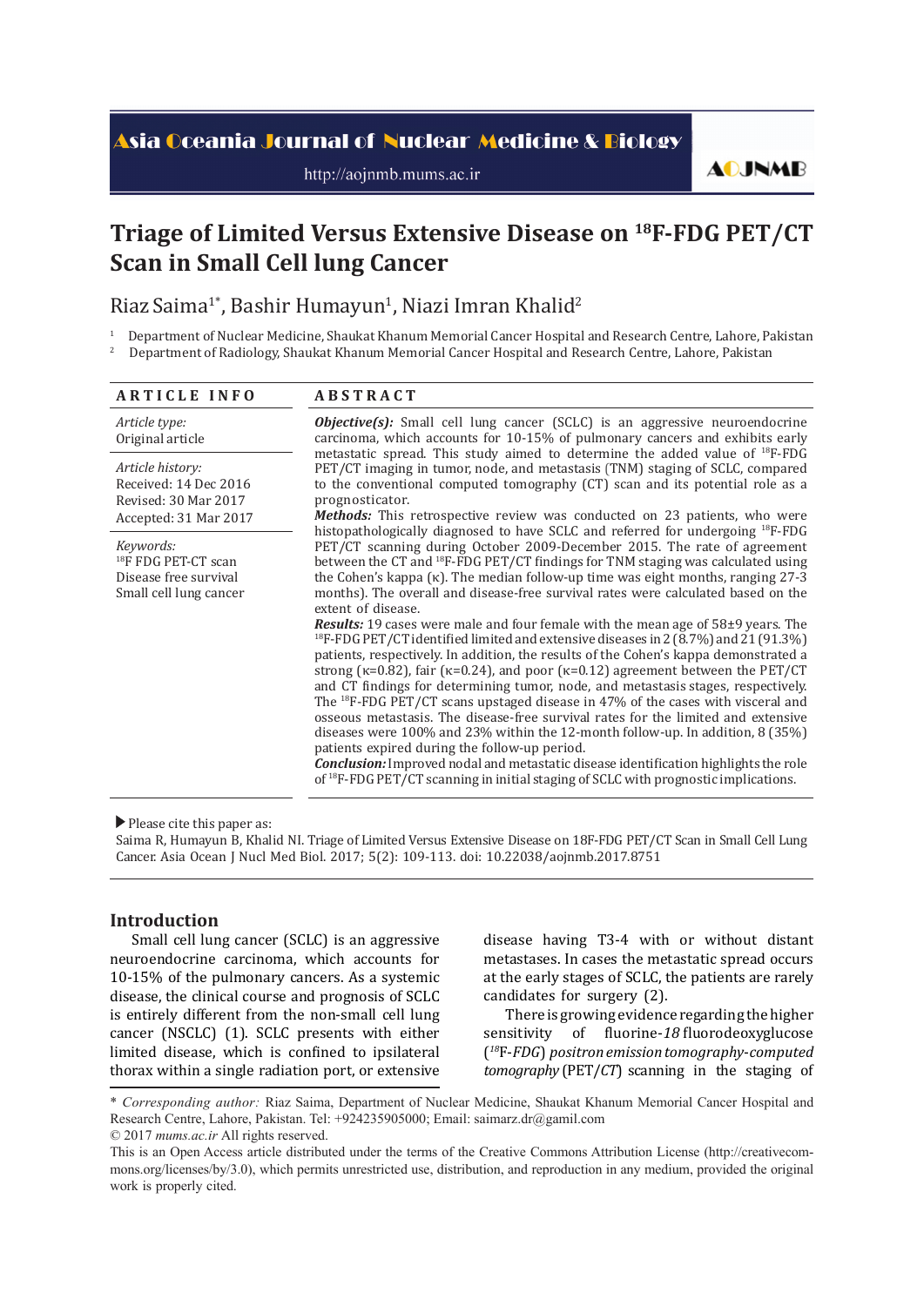# Triage of Limited Versus Extensive Disease on $^{18}$F-FDG PET/CT Scan in Small Cell lung Cancer

Riaz Saima[1*], Bashir Humayun[1], Niazi Imran Khalid[2]

[1] Department of Nuclear Medicine, Shaukat Khanum Memorial Cancer Hospital and Research Centre, Lahore, Pakistan
[2] Department of Radiology, Shaukat Khanum Memorial Cancer Hospital and Research Centre, Lahore, Pakistan

## ARTICLE INFO

*Article type:*
Original article

*Article history:*
Received: 14 Dec 2016
Revised: 30 Mar 2017
Accepted: 31 Mar 2017

*Keywords:*
$^{18}$F FDG PET-CT scan
Disease free survival
Small cell lung cancer

## ABSTRACT

***Objective(s):*** Small cell lung cancer (SCLC) is an aggressive neuroendocrine carcinoma, which accounts for 10-15% of pulmonary cancers and exhibits early metastatic spread. This study aimed to determine the added value of $^{18}$F-FDG PET/CT imaging in tumor, node, and metastasis (TNM) staging of SCLC, compared to the conventional computed tomography (CT) scan and its potential role as a prognosticator.

***Methods:*** This retrospective review was conducted on 23 patients, who were histopathologically diagnosed to have SCLC and referred for undergoing $^{18}$F-FDG PET/CT scanning during October 2009-December 2015. The rate of agreement between the CT and $^{18}$F-FDG PET/CT findings for TNM staging was calculated using the Cohen's kappa (κ). The median follow-up time was eight months, ranging 27-3 months). The overall and disease-free survival rates were calculated based on the extent of disease.

***Results:*** 19 cases were male and four female with the mean age of 58±9 years. The $^{18}$F-FDG PET/CT identified limited and extensive diseases in 2 (8.7%) and 21 (91.3%) patients, respectively. In addition, the results of the Cohen's kappa demonstrated a strong (κ=0.82), fair (κ=0.24), and poor (κ=0.12) agreement between the PET/CT and CT findings for determining tumor, node, and metastasis stages, respectively. The $^{18}$F-FDG PET/CT scans upstaged disease in 47% of the cases with visceral and osseous metastasis. The disease-free survival rates for the limited and extensive diseases were 100% and 23% within the 12-month follow-up. In addition, 8 (35%) patients expired during the follow-up period.

***Conclusion:*** Improved nodal and metastatic disease identification highlights the role of $^{18}$F-FDG PET/CT scanning in initial staging of SCLC with prognostic implications.

▶ Please cite this paper as:
Saima R, Humayun B, Khalid NI. Triage of Limited Versus Extensive Disease on 18F-FDG PET/CT Scan in Small Cell Lung Cancer. Asia Ocean J Nucl Med Biol. 2017; 5(2): 109-113. doi: 10.22038/aojnmb.2017.8751

## Introduction

Small cell lung cancer (SCLC) is an aggressive neuroendocrine carcinoma, which accounts for 10-15% of the pulmonary cancers. As a systemic disease, the clinical course and prognosis of SCLC is entirely different from the non-small cell lung cancer (NSCLC) (1). SCLC presents with either limited disease, which is confined to ipsilateral thorax within a single radiation port, or extensive disease having T3-4 with or without distant metastases. In cases the metastatic spread occurs at the early stages of SCLC, the patients are rarely candidates for surgery (2).

There is growing evidence regarding the higher sensitivity of fluorine-*18* fluorodeoxyglucose (*$^{18}$F-FDG*) *positron emission tomography-computed tomography* (PET/*CT*) scanning in the staging of

\* *Corresponding author:* Riaz Saima, Department of Nuclear Medicine, Shaukat Khanum Memorial Cancer Hospital and Research Centre, Lahore, Pakistan. Tel: +924235905000; Email: saimarz.dr@gamil.com
© 2017 *mums.ac.ir* All rights reserved.
This is an Open Access article distributed under the terms of the Creative Commons Attribution License (http://creativecommons.org/licenses/by/3.0), which permits unrestricted use, distribution, and reproduction in any medium, provided the original work is properly cited.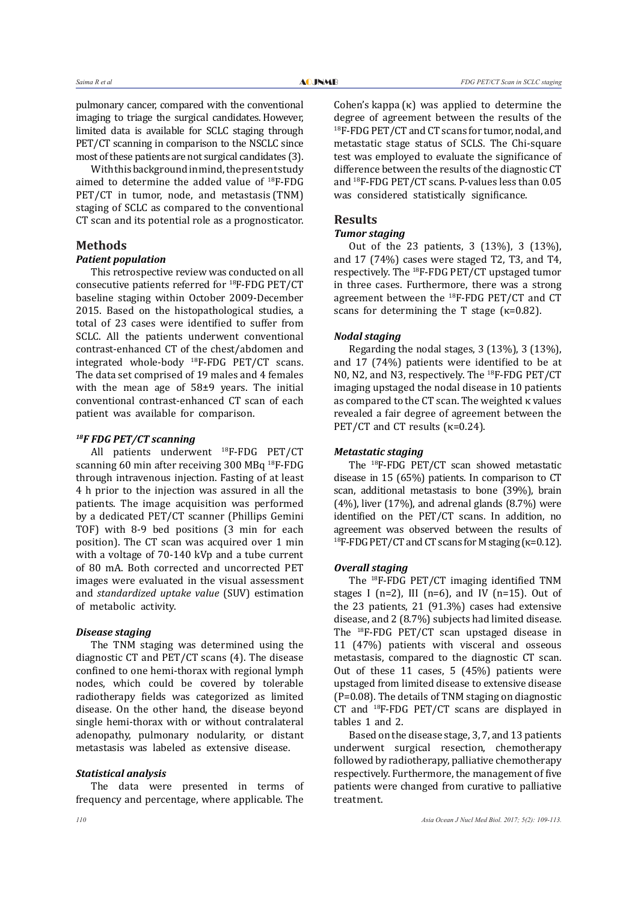pulmonary cancer, compared with the conventional imaging to triage the surgical candidates. However, limited data is available for SCLC staging through PET/CT scanning in comparison to the NSCLC since most of these patients are not surgical candidates (3).

With this background in mind, the present study aimed to determine the added value of $^{18}$F-FDG PET/CT in tumor, node, and metastasis (TNM) staging of SCLC as compared to the conventional CT scan and its potential role as a prognosticator.

## Methods

### Patient population

This retrospective review was conducted on all consecutive patients referred for $^{18}$F-FDG PET/CT baseline staging within October 2009-December 2015. Based on the histopathological studies, a total of 23 cases were identified to suffer from SCLC. All the patients underwent conventional contrast-enhanced CT of the chest/abdomen and integrated whole-body $^{18}$F-FDG PET/CT scans. The data set comprised of 19 males and 4 females with the mean age of 58±9 years. The initial conventional contrast-enhanced CT scan of each patient was available for comparison.

### $^{18}$F FDG PET/CT scanning

All patients underwent $^{18}$F-FDG PET/CT scanning 60 min after receiving 300 MBq $^{18}$F-FDG through intravenous injection. Fasting of at least 4 h prior to the injection was assured in all the patients. The image acquisition was performed by a dedicated PET/CT scanner (Phillips Gemini TOF) with 8-9 bed positions (3 min for each position). The CT scan was acquired over 1 min with a voltage of 70-140 kVp and a tube current of 80 mA. Both corrected and uncorrected PET images were evaluated in the visual assessment and *standardized uptake value* (SUV) estimation of metabolic activity.

### Disease staging

The TNM staging was determined using the diagnostic CT and PET/CT scans (4). The disease confined to one hemi-thorax with regional lymph nodes, which could be covered by tolerable radiotherapy fields was categorized as limited disease. On the other hand, the disease beyond single hemi-thorax with or without contralateral adenopathy, pulmonary nodularity, or distant metastasis was labeled as extensive disease.

### Statistical analysis

The data were presented in terms of frequency and percentage, where applicable. The Cohen's kappa (κ) was applied to determine the degree of agreement between the results of the $^{18}$F-FDG PET/CT and CT scans for tumor, nodal, and metastatic stage status of SCLS. The Chi-square test was employed to evaluate the significance of difference between the results of the diagnostic CT and $^{18}$F-FDG PET/CT scans. P-values less than 0.05 was considered statistically significance.

## Results

### Tumor staging

Out of the 23 patients, 3 (13%), 3 (13%), and 17 (74%) cases were staged T2, T3, and T4, respectively. The $^{18}$F-FDG PET/CT upstaged tumor in three cases. Furthermore, there was a strong agreement between the $^{18}$F-FDG PET/CT and CT scans for determining the T stage (κ=0.82).

### Nodal staging

Regarding the nodal stages, 3 (13%), 3 (13%), and 17 (74%) patients were identified to be at N0, N2, and N3, respectively. The $^{18}$F-FDG PET/CT imaging upstaged the nodal disease in 10 patients as compared to the CT scan. The weighted κ values revealed a fair degree of agreement between the PET/CT and CT results (κ=0.24).

### Metastatic staging

The $^{18}$F-FDG PET/CT scan showed metastatic disease in 15 (65%) patients. In comparison to CT scan, additional metastasis to bone (39%), brain (4%), liver (17%), and adrenal glands (8.7%) were identified on the PET/CT scans. In addition, no agreement was observed between the results of $^{18}$F-FDG PET/CT and CT scans for M staging (κ=0.12).

### Overall staging

The $^{18}$F-FDG PET/CT imaging identified TNM stages I (n=2), III (n=6), and IV (n=15). Out of the 23 patients, 21 (91.3%) cases had extensive disease, and 2 (8.7%) subjects had limited disease. The $^{18}$F-FDG PET/CT scan upstaged disease in 11 (47%) patients with visceral and osseous metastasis, compared to the diagnostic CT scan. Out of these 11 cases, 5 (45%) patients were upstaged from limited disease to extensive disease (P=0.08). The details of TNM staging on diagnostic CT and $^{18}$F-FDG PET/CT scans are displayed in tables 1 and 2.

Based on the disease stage, 3, 7, and 13 patients underwent surgical resection, chemotherapy followed by radiotherapy, palliative chemotherapy respectively. Furthermore, the management of five patients were changed from curative to palliative treatment.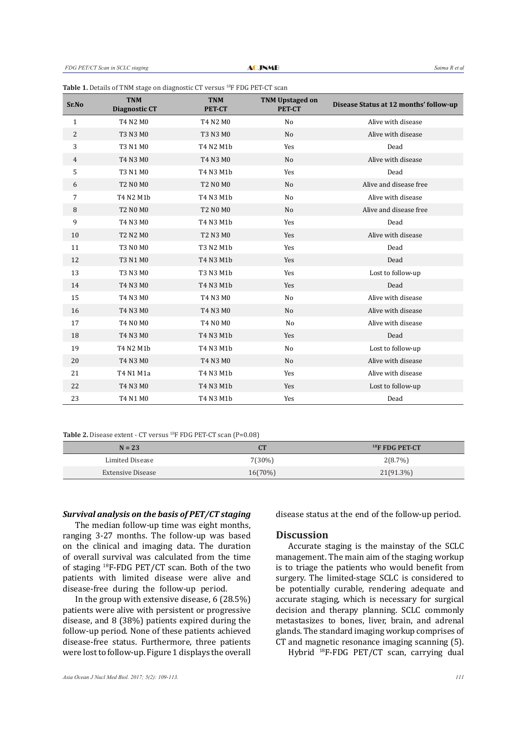**Table 1.** Details of TNM stage on diagnostic CT versus $^{18}$F FDG PET-CT scan

| Sr.No | TNM Diagnostic CT | TNM PET-CT | TNM Upstaged on PET-CT | Disease Status at 12 months' follow-up |
|---|---|---|---|---|
| 1 | T4 N2 M0 | T4 N2 M0 | No | Alive with disease |
| 2 | T3 N3 M0 | T3 N3 M0 | No | Alive with disease |
| 3 | T3 N1 M0 | T4 N2 M1b | Yes | Dead |
| 4 | T4 N3 M0 | T4 N3 M0 | No | Alive with disease |
| 5 | T3 N1 M0 | T4 N3 M1b | Yes | Dead |
| 6 | T2 N0 M0 | T2 N0 M0 | No | Alive and disease free |
| 7 | T4 N2 M1b | T4 N3 M1b | No | Alive with disease |
| 8 | T2 N0 M0 | T2 N0 M0 | No | Alive and disease free |
| 9 | T4 N3 M0 | T4 N3 M1b | Yes | Dead |
| 10 | T2 N2 M0 | T2 N3 M0 | Yes | Alive with disease |
| 11 | T3 N0 M0 | T3 N2 M1b | Yes | Dead |
| 12 | T3 N1 M0 | T4 N3 M1b | Yes | Dead |
| 13 | T3 N3 M0 | T3 N3 M1b | Yes | Lost to follow-up |
| 14 | T4 N3 M0 | T4 N3 M1b | Yes | Dead |
| 15 | T4 N3 M0 | T4 N3 M0 | No | Alive with disease |
| 16 | T4 N3 M0 | T4 N3 M0 | No | Alive with disease |
| 17 | T4 N0 M0 | T4 N0 M0 | No | Alive with disease |
| 18 | T4 N3 M0 | T4 N3 M1b | Yes | Dead |
| 19 | T4 N2 M1b | T4 N3 M1b | No | Lost to follow-up |
| 20 | T4 N3 M0 | T4 N3 M0 | No | Alive with disease |
| 21 | T4 N1 M1a | T4 N3 M1b | Yes | Alive with disease |
| 22 | T4 N3 M0 | T4 N3 M1b | Yes | Lost to follow-up |
| 23 | T4 N1 M0 | T4 N3 M1b | Yes | Dead |

**Table 2.** Disease extent - CT versus $^{18}$F FDG PET-CT scan (P=0.08)

| N = 23 | CT | $^{18}$F FDG PET-CT |
|---|---|---|
| Limited Disease | 7(30%) | 2(8.7%) |
| Extensive Disease | 16(70%) | 21(91.3%) |

### *Survival analysis on the basis of PET/CT staging*

The median follow-up time was eight months, ranging 3-27 months. The follow-up was based on the clinical and imaging data. The duration of overall survival was calculated from the time of staging $^{18}$F-FDG PET/CT scan. Both of the two patients with limited disease were alive and disease-free during the follow-up period.

In the group with extensive disease, 6 (28.5%) patients were alive with persistent or progressive disease, and 8 (38%) patients expired during the follow-up period. None of these patients achieved disease-free status. Furthermore, three patients were lost to follow-up. Figure 1 displays the overall disease status at the end of the follow-up period.

## Discussion

Accurate staging is the mainstay of the SCLC management. The main aim of the staging workup is to triage the patients who would benefit from surgery. The limited-stage SCLC is considered to be potentially curable, rendering adequate and accurate staging, which is necessary for surgical decision and therapy planning. SCLC commonly metastasizes to bones, liver, brain, and adrenal glands. The standard imaging workup comprises of CT and magnetic resonance imaging scanning (5).

Hybrid $^{18}$F-FDG PET/CT scan, carrying dual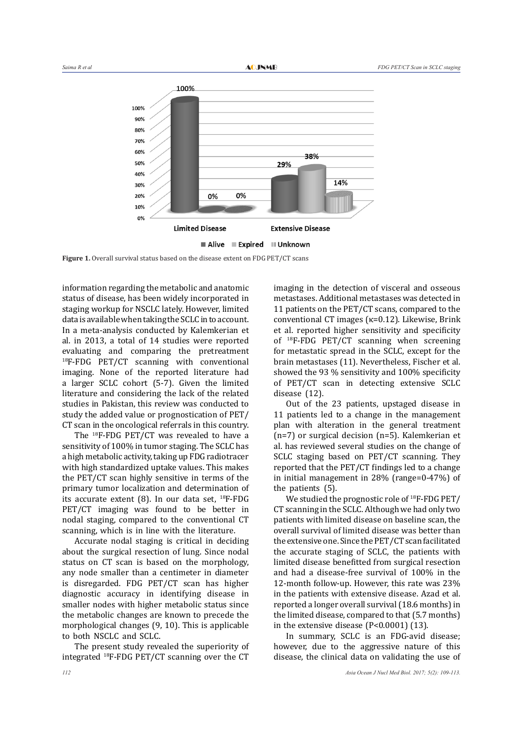Figure 1. Overall survival status based on the disease extent on FDG PET/CT scans

information regarding the metabolic and anatomic status of disease, has been widely incorporated in staging workup for NSCLC lately. However, limited data is available when taking the SCLC in to account. In a meta-analysis conducted by Kalemkerian et al. in 2013, a total of 14 studies were reported evaluating and comparing the pretreatment [18]F-FDG PET/CT scanning with conventional imaging. None of the reported literature had a larger SCLC cohort (5-7). Given the limited literature and considering the lack of the related studies in Pakistan, this review was conducted to study the added value or prognostication of PET/CT scan in the oncological referrals in this country.

The [18]F-FDG PET/CT was revealed to have a sensitivity of 100% in tumor staging. The SCLC has a high metabolic activity, taking up FDG radiotracer with high standardized uptake values. This makes the PET/CT scan highly sensitive in terms of the primary tumor localization and determination of its accurate extent (8). In our data set, [18]F-FDG PET/CT imaging was found to be better in nodal staging, compared to the conventional CT scanning, which is in line with the literature.

Accurate nodal staging is critical in deciding about the surgical resection of lung. Since nodal status on CT scan is based on the morphology, any node smaller than a centimeter in diameter is disregarded. FDG PET/CT scan has higher diagnostic accuracy in identifying disease in smaller nodes with higher metabolic status since the metabolic changes are known to precede the morphological changes (9, 10). This is applicable to both NSCLC and SCLC.

The present study revealed the superiority of integrated [18]F-FDG PET/CT scanning over the CT imaging in the detection of visceral and osseous metastases. Additional metastases was detected in 11 patients on the PET/CT scans, compared to the conventional CT images (κ=0.12). Likewise, Brink et al. reported higher sensitivity and specificity of [18]F-FDG PET/CT scanning when screening for metastatic spread in the SCLC, except for the brain metastases (11). Nevertheless, Fischer et al. showed the 93 % sensitivity and 100% specificity of PET/CT scan in detecting extensive SCLC disease (12).

Out of the 23 patients, upstaged disease in 11 patients led to a change in the management plan with alteration in the general treatment (n=7) or surgical decision (n=5). Kalemkerian et al. has reviewed several studies on the change of SCLC staging based on PET/CT scanning. They reported that the PET/CT findings led to a change in initial management in 28% (range=0-47%) of the patients (5).

We studied the prognostic role of [18]F-FDG PET/CT scanning in the SCLC. Although we had only two patients with limited disease on baseline scan, the overall survival of limited disease was better than the extensive one. Since the PET/CT scan facilitated the accurate staging of SCLC, the patients with limited disease benefitted from surgical resection and had a disease-free survival of 100% in the 12-month follow-up. However, this rate was 23% in the patients with extensive disease. Azad et al. reported a longer overall survival (18.6 months) in the limited disease, compared to that (5.7 months) in the extensive disease ($P<0.0001$) (13).

In summary, SCLC is an FDG-avid disease; however, due to the aggressive nature of this disease, the clinical data on validating the use of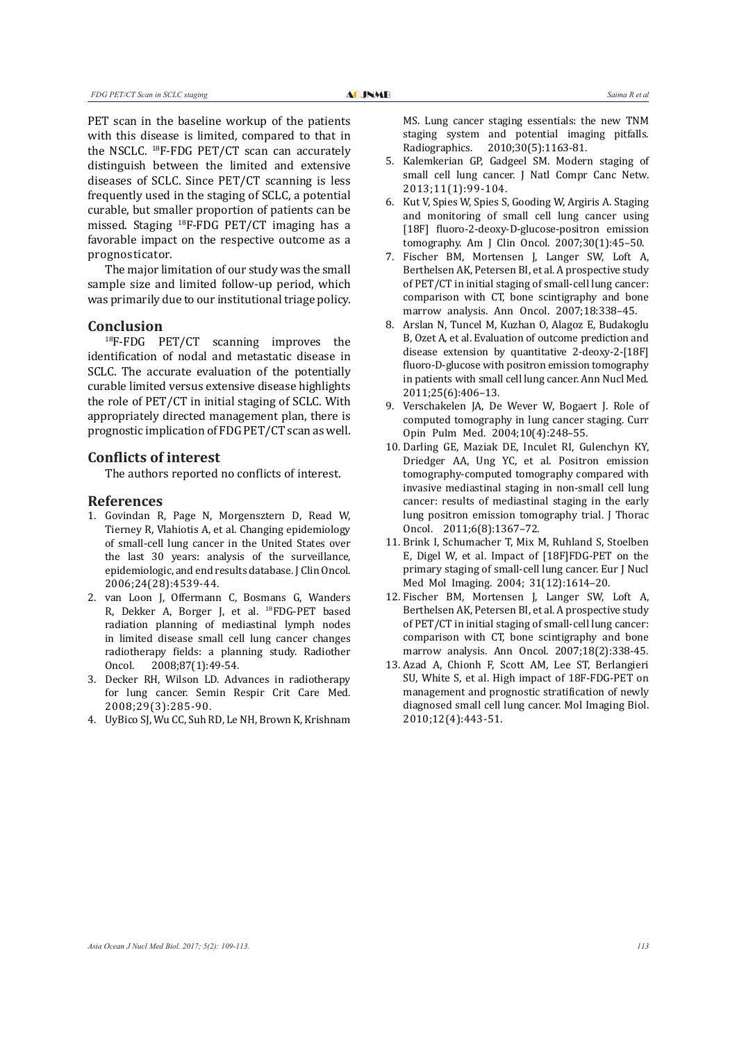PET scan in the baseline workup of the patients with this disease is limited, compared to that in the NSCLC. $^{18}$F-FDG PET/CT scan can accurately distinguish between the limited and extensive diseases of SCLC. Since PET/CT scanning is less frequently used in the staging of SCLC, a potential curable, but smaller proportion of patients can be missed. Staging $^{18}$F-FDG PET/CT imaging has a favorable impact on the respective outcome as a prognosticator.

The major limitation of our study was the small sample size and limited follow-up period, which was primarily due to our institutional triage policy.

## Conclusion

$^{18}$F-FDG PET/CT scanning improves the identification of nodal and metastatic disease in SCLC. The accurate evaluation of the potentially curable limited versus extensive disease highlights the role of PET/CT in initial staging of SCLC. With appropriately directed management plan, there is prognostic implication of FDG PET/CT scan as well.

## Conflicts of interest

The authors reported no conflicts of interest.

## References

1. Govindan R, Page N, Morgensztern D, Read W, Tierney R, Vlahiotis A, et al. Changing epidemiology of small-cell lung cancer in the United States over the last 30 years: analysis of the surveillance, epidemiologic, and end results database. J Clin Oncol. 2006;24(28):4539-44.
2. van Loon J, Offermann C, Bosmans G, Wanders R, Dekker A, Borger J, et al. $^{18}$FDG-PET based radiation planning of mediastinal lymph nodes in limited disease small cell lung cancer changes radiotherapy fields: a planning study. Radiother Oncol. 2008;87(1):49-54.
3. Decker RH, Wilson LD. Advances in radiotherapy for lung cancer. Semin Respir Crit Care Med. 2008;29(3):285-90.
4. UyBico SJ, Wu CC, Suh RD, Le NH, Brown K, Krishnam MS. Lung cancer staging essentials: the new TNM staging system and potential imaging pitfalls. Radiographics. 2010;30(5):1163-81.
5. Kalemkerian GP, Gadgeel SM. Modern staging of small cell lung cancer. J Natl Compr Canc Netw. 2013;11(1):99-104.
6. Kut V, Spies W, Spies S, Gooding W, Argiris A. Staging and monitoring of small cell lung cancer using [18F] fluoro-2-deoxy-D-glucose-positron emission tomography. Am J Clin Oncol. 2007;30(1):45–50.
7. Fischer BM, Mortensen J, Langer SW, Loft A, Berthelsen AK, Petersen BI, et al. A prospective study of PET/CT in initial staging of small-cell lung cancer: comparison with CT, bone scintigraphy and bone marrow analysis. Ann Oncol. 2007;18:338–45.
8. Arslan N, Tuncel M, Kuzhan O, Alagoz E, Budakoglu B, Ozet A, et al. Evaluation of outcome prediction and disease extension by quantitative 2-deoxy-2-[18F] fluoro-D-glucose with positron emission tomography in patients with small cell lung cancer. Ann Nucl Med. 2011;25(6):406–13.
9. Verschakelen JA, De Wever W, Bogaert J. Role of computed tomography in lung cancer staging. Curr Opin Pulm Med. 2004;10(4):248–55.
10. Darling GE, Maziak DE, Inculet RI, Gulenchyn KY, Driedger AA, Ung YC, et al. Positron emission tomography-computed tomography compared with invasive mediastinal staging in non-small cell lung cancer: results of mediastinal staging in the early lung positron emission tomography trial. J Thorac Oncol. 2011;6(8):1367–72.
11. Brink I, Schumacher T, Mix M, Ruhland S, Stoelben E, Digel W, et al. Impact of [18F]FDG-PET on the primary staging of small-cell lung cancer. Eur J Nucl Med Mol Imaging. 2004; 31(12):1614–20.
12. Fischer BM, Mortensen J, Langer SW, Loft A, Berthelsen AK, Petersen BI, et al. A prospective study of PET/CT in initial staging of small-cell lung cancer: comparison with CT, bone scintigraphy and bone marrow analysis. Ann Oncol. 2007;18(2):338-45.
13. Azad A, Chionh F, Scott AM, Lee ST, Berlangieri SU, White S, et al. High impact of 18F-FDG-PET on management and prognostic stratification of newly diagnosed small cell lung cancer. Mol Imaging Biol. 2010;12(4):443-51.